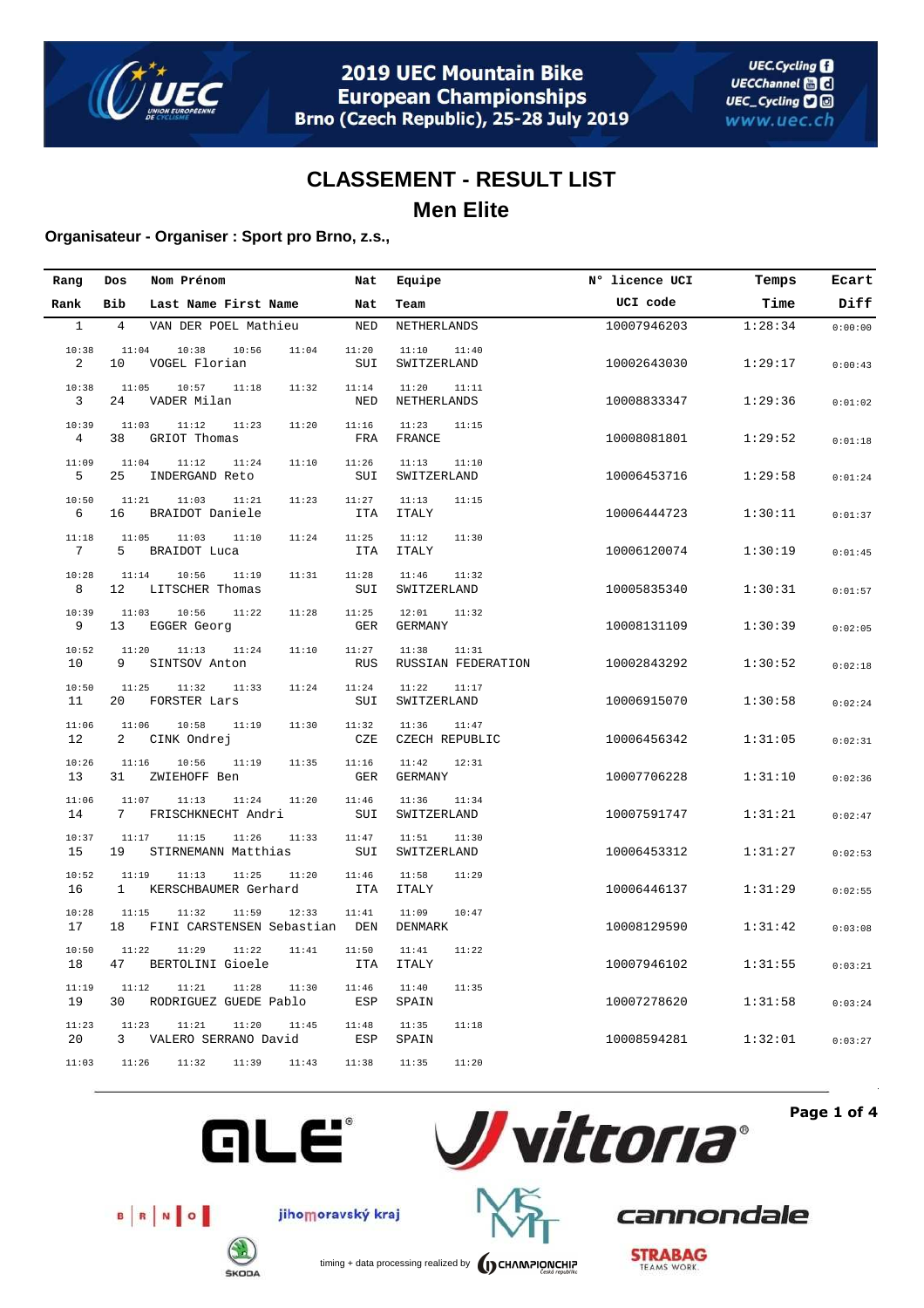# 2019 UEC Mountain Bike European Championships

**Brno (Czech Republic), 25-28 July 2019**

## CLASSEMENT - RESULT LIST

## Men Elite

**Organisateur - Organiser : Sport pro Brno, z.s.,**

| Rang<br>Rank | Dos<br>Bib | Nom Prénom<br>Last Name First Name | Nat<br>Nat | Equipe<br>Team | N° licence UCI<br>UCI code | Temps<br>Time | Ecart<br>Diff | Lap times |
|---|---|---|---|---|---|---|---|---|
| 1 | 4 | VAN DER POEL Mathieu | NED | NETHERLANDS | 10007946203 | 1:28:34 | 0:00:00 | 10:38 11:04 10:38 10:56 11:04 11:20 11:10 11:40 |
| 2 | 10 | VOGEL Florian | SUI | SWITZERLAND | 10002643030 | 1:29:17 | 0:00:43 | 10:38 11:05 10:57 11:18 11:32 11:14 11:20 11:11 |
| 3 | 24 | VADER Milan | NED | NETHERLANDS | 10008833347 | 1:29:36 | 0:01:02 | 10:39 11:03 11:12 11:23 11:20 11:16 11:23 11:15 |
| 4 | 38 | GRIOT Thomas | FRA | FRANCE | 10008081801 | 1:29:52 | 0:01:18 | 11:09 11:04 11:12 11:24 11:10 11:26 11:13 11:10 |
| 5 | 25 | INDERGAND Reto | SUI | SWITZERLAND | 10006453716 | 1:29:58 | 0:01:24 | 10:50 11:21 11:03 11:21 11:23 11:27 11:13 11:15 |
| 6 | 16 | BRAIDOT Daniele | ITA | ITALY | 10006444723 | 1:30:11 | 0:01:37 | 11:18 11:05 11:03 11:10 11:24 11:25 11:12 11:30 |
| 7 | 5 | BRAIDOT Luca | ITA | ITALY | 10006120074 | 1:30:19 | 0:01:45 | 10:28 11:14 10:56 11:19 11:31 11:28 11:46 11:32 |
| 8 | 12 | LITSCHER Thomas | SUI | SWITZERLAND | 10005835340 | 1:30:31 | 0:01:57 | 10:39 11:03 10:56 11:22 11:28 11:25 12:01 11:32 |
| 9 | 13 | EGGER Georg | GER | GERMANY | 10008131109 | 1:30:39 | 0:02:05 | 10:52 11:20 11:13 11:24 11:10 11:27 11:38 11:31 |
| 10 | 9 | SINTSOV Anton | RUS | RUSSIAN FEDERATION | 10002843292 | 1:30:52 | 0:02:18 | 10:50 11:25 11:32 11:33 11:24 11:24 11:22 11:17 |
| 11 | 20 | FORSTER Lars | SUI | SWITZERLAND | 10006915070 | 1:30:58 | 0:02:24 | 11:06 11:06 10:58 11:19 11:30 11:32 11:36 11:47 |
| 12 | 2 | CINK Ondrej | CZE | CZECH REPUBLIC | 10006456342 | 1:31:05 | 0:02:31 | 10:26 11:16 10:56 11:19 11:35 11:16 11:42 12:31 |
| 13 | 31 | ZWIEHOFF Ben | GER | GERMANY | 10007706228 | 1:31:10 | 0:02:36 | 11:06 11:07 11:13 11:24 11:20 11:46 11:36 11:34 |
| 14 | 7 | FRISCHKNECHT Andri | SUI | SWITZERLAND | 10007591747 | 1:31:21 | 0:02:47 | 10:37 11:17 11:15 11:26 11:33 11:47 11:51 11:30 |
| 15 | 19 | STIRNEMANN Matthias | SUI | SWITZERLAND | 10006453312 | 1:31:27 | 0:02:53 | 10:52 11:19 11:13 11:25 11:20 11:46 11:58 11:29 |
| 16 | 1 | KERSCHBAUMER Gerhard | ITA | ITALY | 10006446137 | 1:31:29 | 0:02:55 | 10:28 11:15 11:32 11:59 12:33 11:41 11:09 10:47 |
| 17 | 18 | FINI CARSTENSEN Sebastian | DEN | DENMARK | 10008129590 | 1:31:42 | 0:03:08 | 10:50 11:22 11:29 11:22 11:41 11:50 11:41 11:22 |
| 18 | 47 | BERTOLINI Gioele | ITA | ITALY | 10007946102 | 1:31:55 | 0:03:21 | 11:19 11:12 11:21 11:28 11:30 11:46 11:40 11:35 |
| 19 | 30 | RODRIGUEZ GUEDE Pablo | ESP | SPAIN | 10007278620 | 1:31:58 | 0:03:24 | 11:23 11:23 11:21 11:20 11:45 11:48 11:35 11:18 |
| 20 | 3 | VALERO SERRANO David | ESP | SPAIN | 10008594281 | 1:32:01 | 0:03:27 | 11:03 11:26 11:32 11:39 11:43 11:38 11:35 11:20 |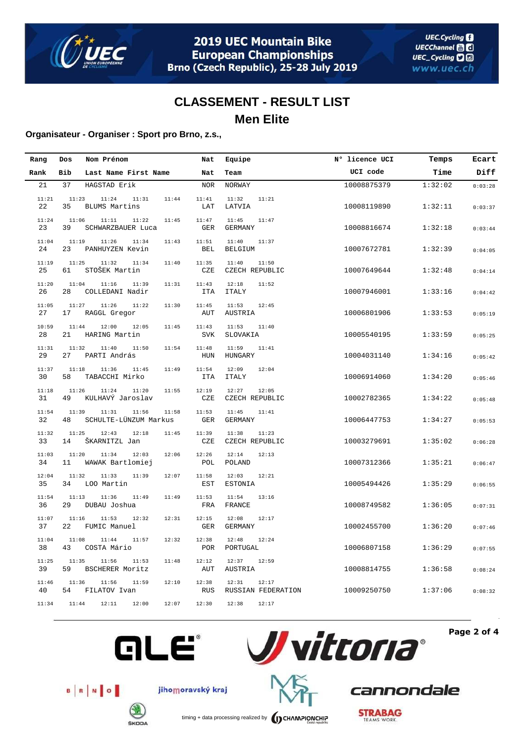## CLASSEMENT - RESULT LIST

## Men Elite

**Organisateur - Organiser : Sport pro Brno, z.s.,**

| Rang / Rank | Dos / Bib | Nom Prénom / Last Name First Name | Nat | Equipe / Team | N° licence UCI / UCI code | Temps / Time | Ecart / Diff |
|---|---|---|---|---|---|---|---|
| 21 | 37 | HAGSTAD Erik | NOR | NORWAY | 10008875379 | 1:32:02 | 0:03:28 |
| | | 11:21 11:23 11:24 11:31 11:44 | 11:41 | 11:32 11:21 | | | |
| 22 | 35 | BLUMS Martins | LAT | LATVIA | 10008119890 | 1:32:11 | 0:03:37 |
| | | 11:24 11:06 11:11 11:22 11:45 | 11:47 | 11:45 11:47 | | | |
| 23 | 39 | SCHWARZBAUER Luca | GER | GERMANY | 10008816674 | 1:32:18 | 0:03:44 |
| | | 11:04 11:19 11:26 11:34 11:43 | 11:51 | 11:40 11:37 | | | |
| 24 | 23 | PANHUYZEN Kevin | BEL | BELGIUM | 10007672781 | 1:32:39 | 0:04:05 |
| | | 11:19 11:25 11:32 11:34 11:40 | 11:35 | 11:40 11:50 | | | |
| 25 | 61 | STOŠEK Martin | CZE | CZECH REPUBLIC | 10007649644 | 1:32:48 | 0:04:14 |
| | | 11:20 11:04 11:16 11:39 11:31 | 11:43 | 12:18 11:52 | | | |
| 26 | 28 | COLLEDANI Nadir | ITA | ITALY | 10007946001 | 1:33:16 | 0:04:42 |
| | | 11:05 11:27 11:26 11:22 11:30 | 11:45 | 11:53 12:45 | | | |
| 27 | 17 | RAGGL Gregor | AUT | AUSTRIA | 10006801906 | 1:33:53 | 0:05:19 |
| | | 10:59 11:44 12:00 12:05 11:45 | 11:43 | 11:53 11:40 | | | |
| 28 | 21 | HARING Martin | SVK | SLOVAKIA | 10005540195 | 1:33:59 | 0:05:25 |
| | | 11:31 11:32 11:40 11:50 11:54 | 11:48 | 11:59 11:41 | | | |
| 29 | 27 | PARTI András | HUN | HUNGARY | 10004031140 | 1:34:16 | 0:05:42 |
| | | 11:37 11:18 11:36 11:45 11:49 | 11:54 | 12:09 12:04 | | | |
| 30 | 58 | TABACCHI Mirko | ITA | ITALY | 10006914060 | 1:34:20 | 0:05:46 |
| | | 11:18 11:26 11:24 11:20 11:55 | 12:19 | 12:27 12:05 | | | |
| 31 | 49 | KULHAVÝ Jaroslav | CZE | CZECH REPUBLIC | 10002782365 | 1:34:22 | 0:05:48 |
| | | 11:54 11:39 11:31 11:56 11:58 | 11:53 | 11:45 11:41 | | | |
| 32 | 48 | SCHULTE-LÜNZUM Markus | GER | GERMANY | 10006447753 | 1:34:27 | 0:05:53 |
| | | 11:32 11:25 12:43 12:18 11:45 | 11:39 | 11:38 11:23 | | | |
| 33 | 14 | ŠKARNITZL Jan | CZE | CZECH REPUBLIC | 10003279691 | 1:35:02 | 0:06:28 |
| | | 11:03 11:20 11:34 12:03 12:06 | 12:26 | 12:14 12:13 | | | |
| 34 | 11 | WAWAK Bartlomiej | POL | POLAND | 10007312366 | 1:35:21 | 0:06:47 |
| | | 12:04 11:32 11:33 11:39 12:07 | 11:58 | 12:03 12:21 | | | |
| 35 | 34 | LOO Martin | EST | ESTONIA | 10005494426 | 1:35:29 | 0:06:55 |
| | | 11:54 11:13 11:36 11:49 11:49 | 11:53 | 11:54 13:16 | | | |
| 36 | 29 | DUBAU Joshua | FRA | FRANCE | 10008749582 | 1:36:05 | 0:07:31 |
| | | 11:07 11:16 11:53 12:32 12:31 | 12:15 | 12:08 12:17 | | | |
| 37 | 22 | FUMIC Manuel | GER | GERMANY | 10002455700 | 1:36:20 | 0:07:46 |
| | | 11:04 11:08 11:44 11:57 12:32 | 12:38 | 12:48 12:24 | | | |
| 38 | 43 | COSTA Mário | POR | PORTUGAL | 10006807158 | 1:36:29 | 0:07:55 |
| | | 11:25 11:35 11:56 11:53 11:48 | 12:12 | 12:37 12:59 | | | |
| 39 | 59 | BSCHERER Moritz | AUT | AUSTRIA | 10008814755 | 1:36:58 | 0:08:24 |
| | | 11:46 11:36 11:56 11:59 12:10 | 12:38 | 12:31 12:17 | | | |
| 40 | 54 | FILATOV Ivan | RUS | RUSSIAN FEDERATION | 10009250750 | 1:37:06 | 0:08:32 |
| | | 11:34 11:44 12:11 12:00 12:07 | 12:30 | 12:38 12:17 | | | |

timing + data processing realized by CHAMPIONCHIP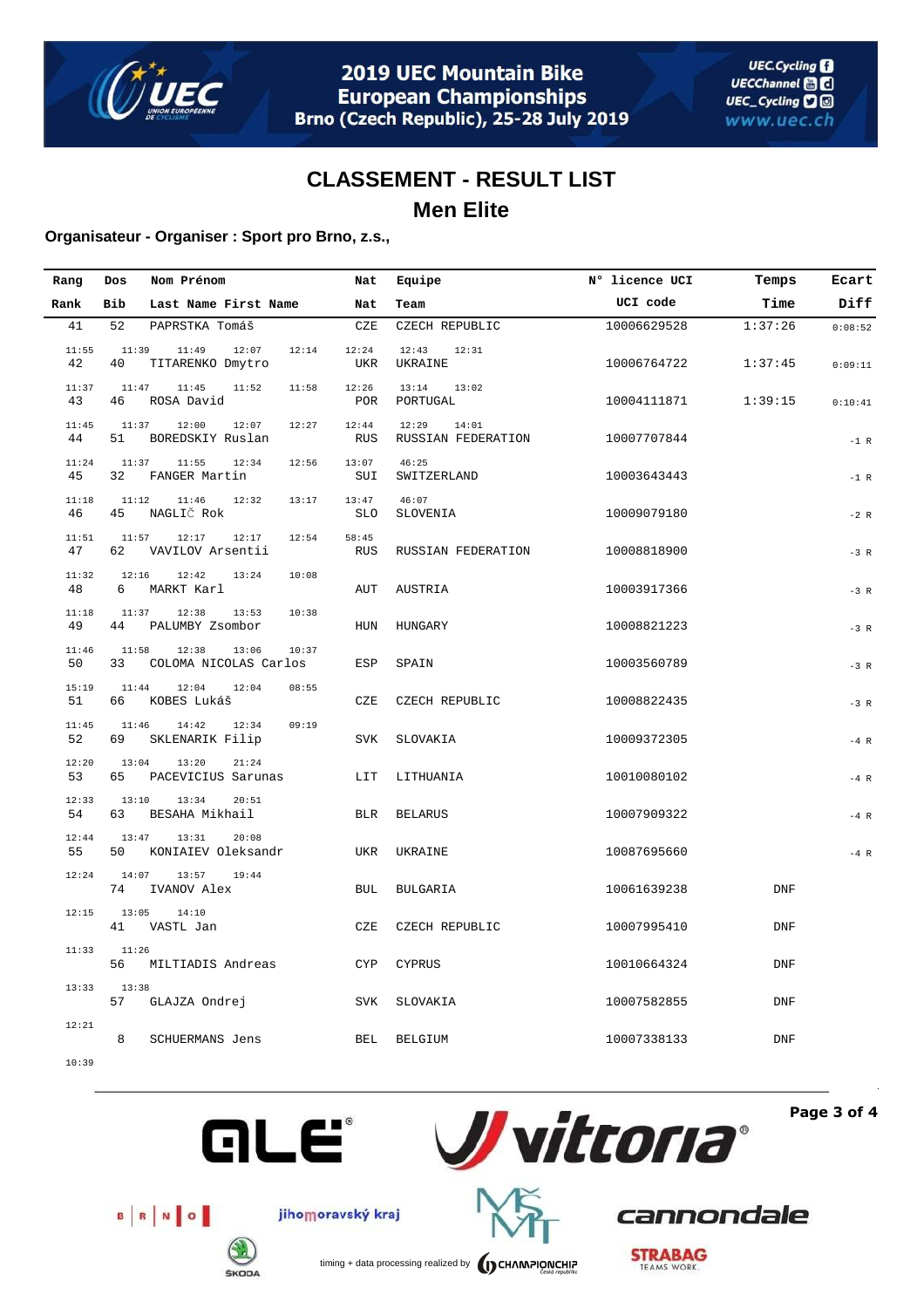## CLASSEMENT - RESULT LIST

## Men Elite

**Organisateur - Organiser : Sport pro Brno, z.s.,**

| Rang / Rank | Dos / Bib | Nom Prénom / Last Name First Name | Nat | Equipe / Team | N° licence UCI / UCI code | Temps / Time | Ecart / Diff | Laps |
|---|---|---|---|---|---|---|---|---|
| 41 | 52 | PAPRSTKA Tomáš | CZE | CZECH REPUBLIC | 10006629528 | 1:37:26 | 0:08:52 | 11:55 11:39 11:49 12:07 12:14 12:24 12:43 12:31 |
| 42 | 40 | TITARENKO Dmytro | UKR | UKRAINE | 10006764722 | 1:37:45 | 0:09:11 | 11:37 11:47 11:45 11:52 11:58 12:26 13:14 13:02 |
| 43 | 46 | ROSA David | POR | PORTUGAL | 10004111871 | 1:39:15 | 0:10:41 | 11:45 11:37 12:00 12:07 12:27 12:44 12:29 14:01 |
| 44 | 51 | BOREDSKIY Ruslan | RUS | RUSSIAN FEDERATION | 10007707844 | | -1 R | 11:24 11:37 11:55 12:34 12:56 13:07 46:25 |
| 45 | 32 | FANGER Martin | SUI | SWITZERLAND | 10003643443 | | -1 R | 11:18 11:12 11:46 12:32 13:17 13:47 46:07 |
| 46 | 45 | NAGLIČ Rok | SLO | SLOVENIA | 10009079180 | | -2 R | 11:51 11:57 12:17 12:17 12:54 58:45 |
| 47 | 62 | VAVILOV Arsentii | RUS | RUSSIAN FEDERATION | 10008818900 | | -3 R | 11:32 12:16 12:42 13:24 10:08 |
| 48 | 6 | MARKT Karl | AUT | AUSTRIA | 10003917366 | | -3 R | 11:18 11:37 12:38 13:53 10:38 |
| 49 | 44 | PALUMBY Zsombor | HUN | HUNGARY | 10008821223 | | -3 R | 11:46 11:58 12:38 13:06 10:37 |
| 50 | 33 | COLOMA NICOLAS Carlos | ESP | SPAIN | 10003560789 | | -3 R | 15:19 11:44 12:04 12:04 08:55 |
| 51 | 66 | KOBES Lukáš | CZE | CZECH REPUBLIC | 10008822435 | | -3 R | 11:45 11:46 14:42 12:34 09:19 |
| 52 | 69 | SKLENARIK Filip | SVK | SLOVAKIA | 10009372305 | | -4 R | 12:20 13:04 13:20 21:24 |
| 53 | 65 | PACEVICIUS Sarunas | LIT | LITHUANIA | 10010080102 | | -4 R | 12:33 13:10 13:34 20:51 |
| 54 | 63 | BESAHA Mikhail | BLR | BELARUS | 10007909322 | | -4 R | 12:44 13:47 13:31 20:08 |
| 55 | 50 | KONIAIEV Oleksandr | UKR | UKRAINE | 10087695660 | | -4 R | 12:24 14:07 13:57 19:44 |
| | 74 | IVANOV Alex | BUL | BULGARIA | 10061639238 | DNF | | 12:15 13:05 14:10 |
| | 41 | VASTL Jan | CZE | CZECH REPUBLIC | 10007995410 | DNF | | 11:33 11:26 |
| | 56 | MILTIADIS Andreas | CYP | CYPRUS | 10010664324 | DNF | | 13:33 13:38 |
| | 57 | GLAJZA Ondrej | SVK | SLOVAKIA | 10007582855 | DNF | | 12:21 |
| | 8 | SCHUERMANS Jens | BEL | BELGIUM | 10007338133 | DNF | | 10:39 |

timing + data processing realized by CHAMPIONCHIP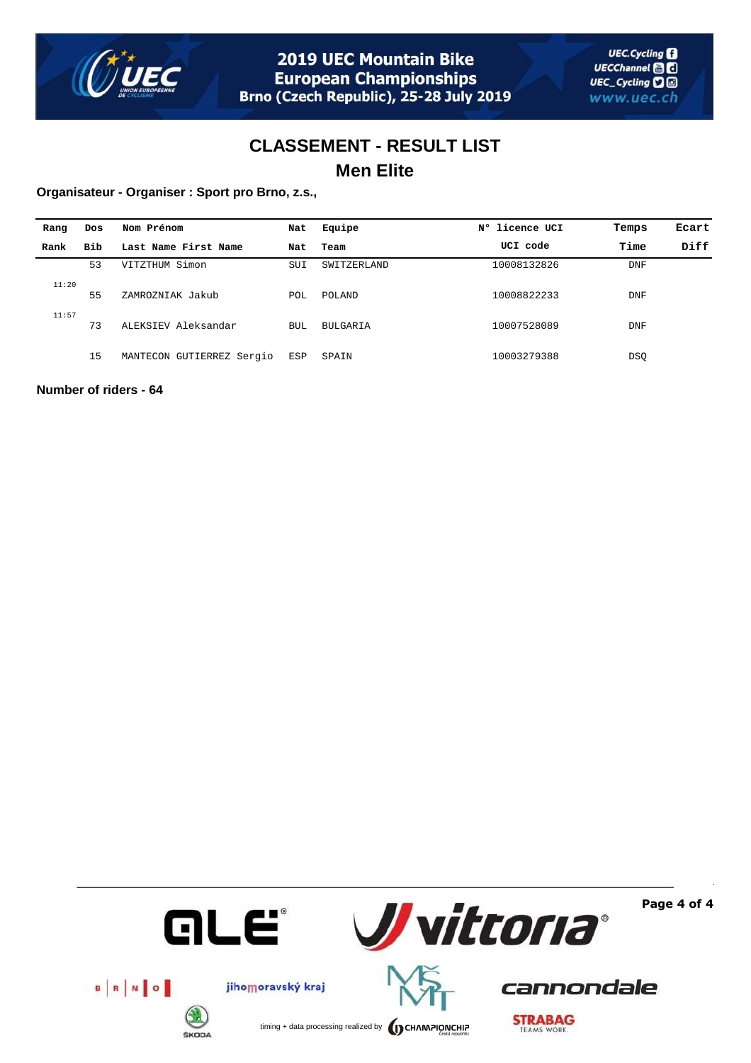# CLASSEMENT - RESULT LIST

## Men Elite

**Organisateur - Organiser : Sport pro Brno, z.s.,**

| Rang<br>Rank | Dos<br>Bib | Nom Prénom<br>Last Name First Name | Nat<br>Nat | Equipe<br>Team | N° licence UCI<br>UCI code | Temps<br>Time | Ecart<br>Diff |
|---|---|---|---|---|---|---|---|
| | 53 | VITZTHUM Simon | SUI | SWITZERLAND | 10008132826 | DNF | |
| 11:20 | 55 | ZAMROZNIAK Jakub | POL | POLAND | 10008822233 | DNF | |
| 11:57 | 73 | ALEKSIEV Aleksandar | BUL | BULGARIA | 10007528089 | DNF | |
| | 15 | MANTECON GUTIERREZ Sergio | ESP | SPAIN | 10003279388 | DSQ | |

**Number of riders - 64**

timing + data processing realized by CHAMPIONCHIP